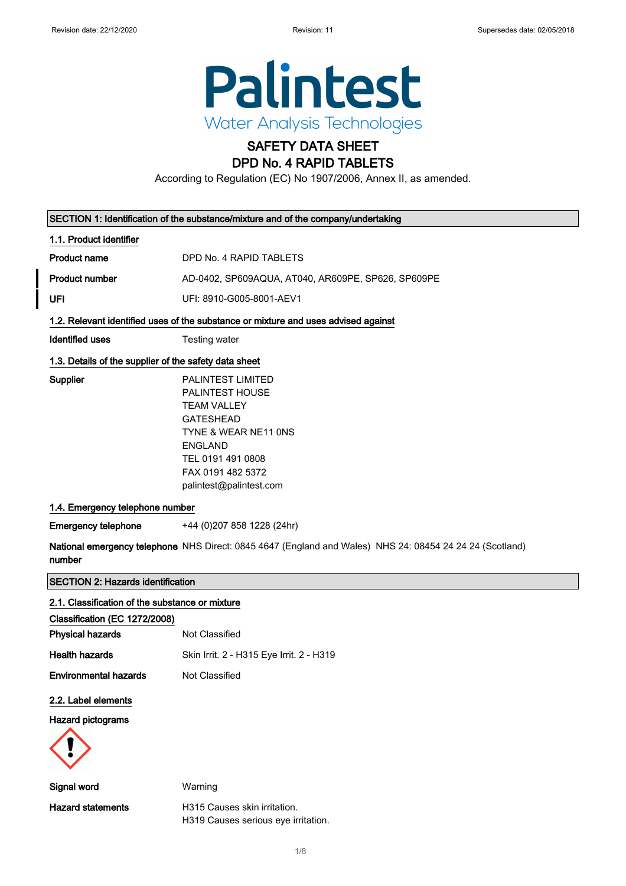# SAFETY DATA SHEET
# DPD No. 4 RAPID TABLETS

According to Regulation (EC) No 1907/2006, Annex II, as amended.

## SECTION 1: Identification of the substance/mixture and of the company/undertaking

### 1.1. Product identifier

| | |
|---|---|
| **Product name** | DPD No. 4 RAPID TABLETS |
| **Product number** | AD-0402, SP609AQUA, AT040, AR609PE, SP626, SP609PE |
| **UFI** | UFI: 8910-G005-8001-AEV1 |

### 1.2. Relevant identified uses of the substance or mixture and uses advised against

| | |
|---|---|
| **Identified uses** | Testing water |

### 1.3. Details of the supplier of the safety data sheet

**Supplier**

PALINTEST LIMITED
PALINTEST HOUSE
TEAM VALLEY
GATESHEAD
TYNE & WEAR NE11 0NS
ENGLAND
TEL 0191 491 0808
FAX 0191 482 5372
palintest@palintest.com

### 1.4. Emergency telephone number

| | |
|---|---|
| **Emergency telephone** | +44 (0)207 858 1228 (24hr) |
| **National emergency telephone number** | NHS Direct: 0845 4647 (England and Wales) NHS 24: 08454 24 24 24 (Scotland) |

## SECTION 2: Hazards identification

### 2.1. Classification of the substance or mixture

**Classification (EC 1272/2008)**

| | |
|---|---|
| **Physical hazards** | Not Classified |
| **Health hazards** | Skin Irrit. 2 - H315 Eye Irrit. 2 - H319 |
| **Environmental hazards** | Not Classified |

### 2.2. Label elements

**Hazard pictograms**

| | |
|---|---|
| **Signal word** | Warning |
| **Hazard statements** | H315 Causes skin irritation.<br>H319 Causes serious eye irritation. |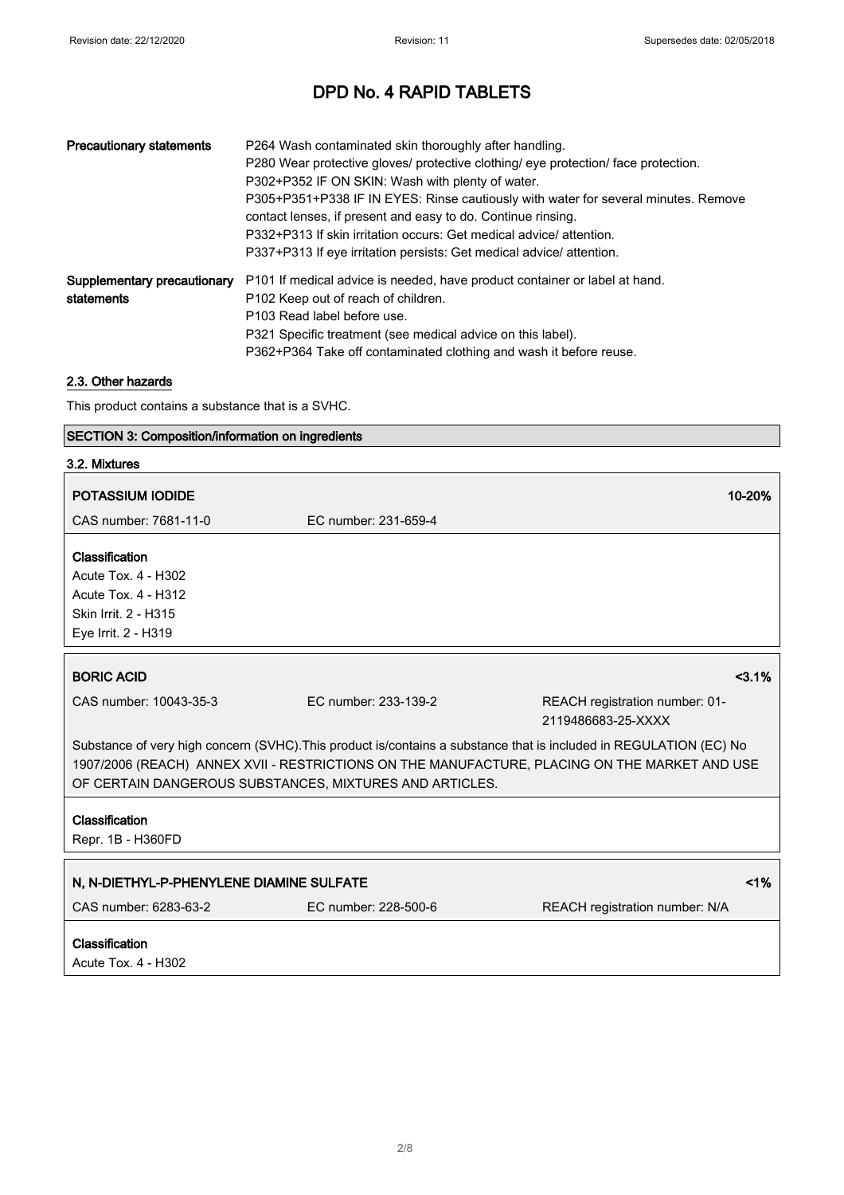| | |
|---|---|
| **Precautionary statements** | P264 Wash contaminated skin thoroughly after handling.<br>P280 Wear protective gloves/ protective clothing/ eye protection/ face protection.<br>P302+P352 IF ON SKIN: Wash with plenty of water.<br>P305+P351+P338 IF IN EYES: Rinse cautiously with water for several minutes. Remove contact lenses, if present and easy to do. Continue rinsing.<br>P332+P313 If skin irritation occurs: Get medical advice/ attention.<br>P337+P313 If eye irritation persists: Get medical advice/ attention. |
| **Supplementary precautionary statements** | P101 If medical advice is needed, have product container or label at hand.<br>P102 Keep out of reach of children.<br>P103 Read label before use.<br>P321 Specific treatment (see medical advice on this label).<br>P362+P364 Take off contaminated clothing and wash it before reuse. |

### 2.3. Other hazards

This product contains a substance that is a SVHC.

## SECTION 3: Composition/information on ingredients

### 3.2. Mixtures

**POTASSIUM IODIDE** — 10-20%

CAS number: 7681-11-0 | EC number: 231-659-4

**Classification**
Acute Tox. 4 - H302
Acute Tox. 4 - H312
Skin Irrit. 2 - H315
Eye Irrit. 2 - H319

**BORIC ACID** — <3.1%

CAS number: 10043-35-3 | EC number: 233-139-2 | REACH registration number: 01-2119486683-25-XXXX

Substance of very high concern (SVHC).This product is/contains a substance that is included in REGULATION (EC) No 1907/2006 (REACH) ANNEX XVII - RESTRICTIONS ON THE MANUFACTURE, PLACING ON THE MARKET AND USE OF CERTAIN DANGEROUS SUBSTANCES, MIXTURES AND ARTICLES.

**Classification**
Repr. 1B - H360FD

**N, N-DIETHYL-P-PHENYLENE DIAMINE SULFATE** — <1%

CAS number: 6283-63-2 | EC number: 228-500-6 | REACH registration number: N/A

**Classification**
Acute Tox. 4 - H302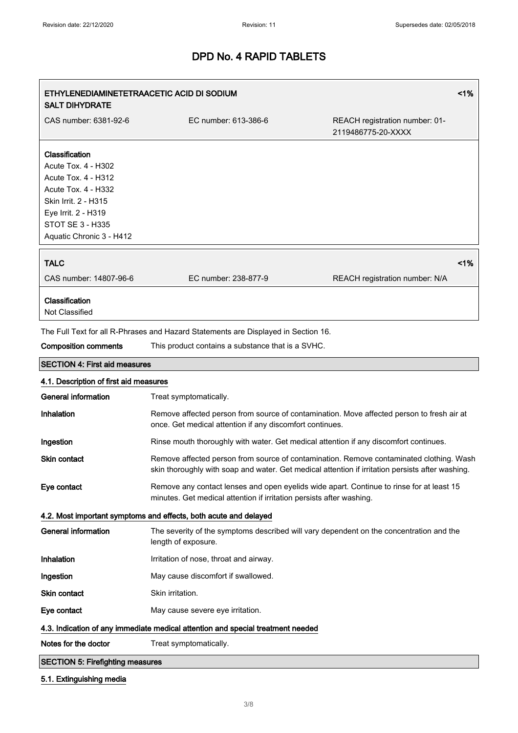# DPD No. 4 RAPID TABLETS

| ETHYLENEDIAMINETETRAACETIC ACID DI SODIUM SALT DIHYDRATE | | <1% |
|---|---|---|
| CAS number: 6381-92-6 | EC number: 613-386-6 | REACH registration number: 01-2119486775-20-XXXX |

**Classification**
Acute Tox. 4 - H302
Acute Tox. 4 - H312
Acute Tox. 4 - H332
Skin Irrit. 2 - H315
Eye Irrit. 2 - H319
STOT SE 3 - H335
Aquatic Chronic 3 - H412

| TALC | | <1% |
|---|---|---|
| CAS number: 14807-96-6 | EC number: 238-877-9 | REACH registration number: N/A |

**Classification**
Not Classified

The Full Text for all R-Phrases and Hazard Statements are Displayed in Section 16.

**Composition comments** This product contains a substance that is a SVHC.

## SECTION 4: First aid measures

### 4.1. Description of first aid measures

**General information** Treat symptomatically.

**Inhalation** Remove affected person from source of contamination. Move affected person to fresh air at once. Get medical attention if any discomfort continues.

**Ingestion** Rinse mouth thoroughly with water. Get medical attention if any discomfort continues.

**Skin contact** Remove affected person from source of contamination. Remove contaminated clothing. Wash skin thoroughly with soap and water. Get medical attention if irritation persists after washing.

**Eye contact** Remove any contact lenses and open eyelids wide apart. Continue to rinse for at least 15 minutes. Get medical attention if irritation persists after washing.

### 4.2. Most important symptoms and effects, both acute and delayed

**General information** The severity of the symptoms described will vary dependent on the concentration and the length of exposure.

**Inhalation** Irritation of nose, throat and airway.

**Ingestion** May cause discomfort if swallowed.

**Skin contact** Skin irritation.

**Eye contact** May cause severe eye irritation.

### 4.3. Indication of any immediate medical attention and special treatment needed

**Notes for the doctor** Treat symptomatically.

## SECTION 5: Firefighting measures

### 5.1. Extinguishing media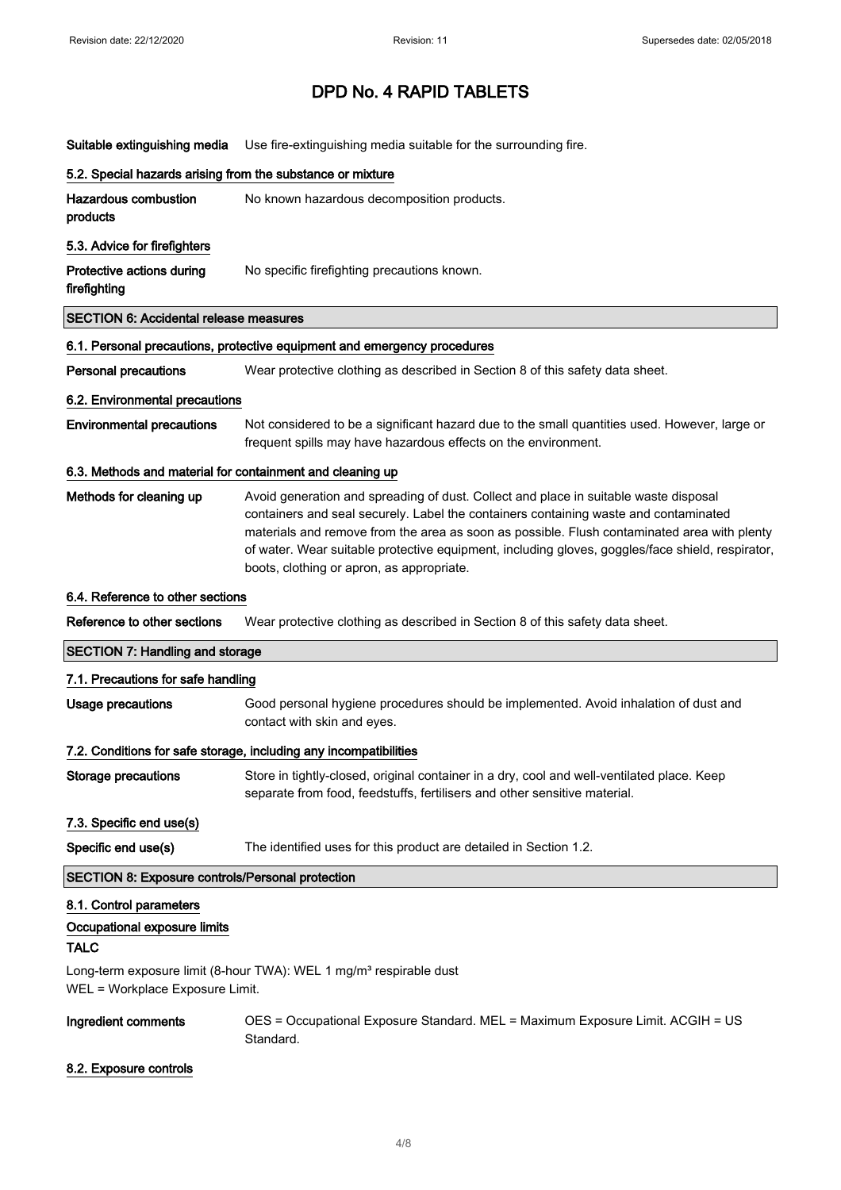# DPD No. 4 RAPID TABLETS

**Suitable extinguishing media** Use fire-extinguishing media suitable for the surrounding fire.

### 5.2. Special hazards arising from the substance or mixture

**Hazardous combustion products** No known hazardous decomposition products.

### 5.3. Advice for firefighters

**Protective actions during firefighting** No specific firefighting precautions known.

## SECTION 6: Accidental release measures

### 6.1. Personal precautions, protective equipment and emergency procedures

**Personal precautions** Wear protective clothing as described in Section 8 of this safety data sheet.

### 6.2. Environmental precautions

**Environmental precautions** Not considered to be a significant hazard due to the small quantities used. However, large or frequent spills may have hazardous effects on the environment.

### 6.3. Methods and material for containment and cleaning up

**Methods for cleaning up** Avoid generation and spreading of dust. Collect and place in suitable waste disposal containers and seal securely. Label the containers containing waste and contaminated materials and remove from the area as soon as possible. Flush contaminated area with plenty of water. Wear suitable protective equipment, including gloves, goggles/face shield, respirator, boots, clothing or apron, as appropriate.

### 6.4. Reference to other sections

**Reference to other sections** Wear protective clothing as described in Section 8 of this safety data sheet.

## SECTION 7: Handling and storage

### 7.1. Precautions for safe handling

**Usage precautions** Good personal hygiene procedures should be implemented. Avoid inhalation of dust and contact with skin and eyes.

### 7.2. Conditions for safe storage, including any incompatibilities

**Storage precautions** Store in tightly-closed, original container in a dry, cool and well-ventilated place. Keep separate from food, feedstuffs, fertilisers and other sensitive material.

### 7.3. Specific end use(s)

**Specific end use(s)** The identified uses for this product are detailed in Section 1.2.

## SECTION 8: Exposure controls/Personal protection

### 8.1. Control parameters

**Occupational exposure limits**

**TALC**

Long-term exposure limit (8-hour TWA): WEL 1 mg/m³ respirable dust
WEL = Workplace Exposure Limit.

**Ingredient comments** OES = Occupational Exposure Standard. MEL = Maximum Exposure Limit. ACGIH = US Standard.

### 8.2. Exposure controls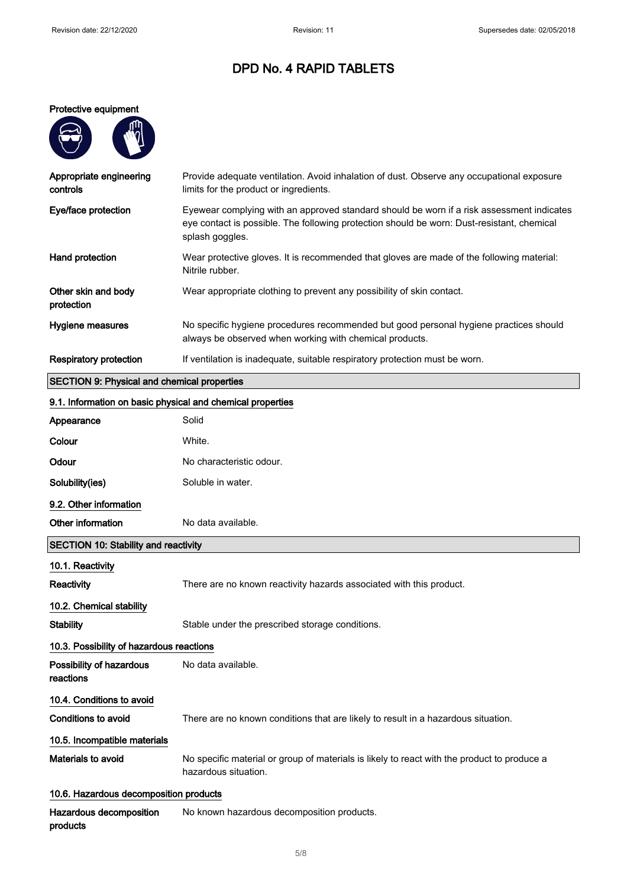# DPD No. 4 RAPID TABLETS

**Protective equipment**

| | |
|---|---|
| **Appropriate engineering controls** | Provide adequate ventilation. Avoid inhalation of dust. Observe any occupational exposure limits for the product or ingredients. |
| **Eye/face protection** | Eyewear complying with an approved standard should be worn if a risk assessment indicates eye contact is possible. The following protection should be worn: Dust-resistant, chemical splash goggles. |
| **Hand protection** | Wear protective gloves. It is recommended that gloves are made of the following material: Nitrile rubber. |
| **Other skin and body protection** | Wear appropriate clothing to prevent any possibility of skin contact. |
| **Hygiene measures** | No specific hygiene procedures recommended but good personal hygiene practices should always be observed when working with chemical products. |
| **Respiratory protection** | If ventilation is inadequate, suitable respiratory protection must be worn. |

## SECTION 9: Physical and chemical properties

### 9.1. Information on basic physical and chemical properties

| | |
|---|---|
| **Appearance** | Solid |
| **Colour** | White. |
| **Odour** | No characteristic odour. |
| **Solubility(ies)** | Soluble in water. |

### 9.2. Other information

| | |
|---|---|
| **Other information** | No data available. |

## SECTION 10: Stability and reactivity

### 10.1. Reactivity

| | |
|---|---|
| **Reactivity** | There are no known reactivity hazards associated with this product. |

### 10.2. Chemical stability

| | |
|---|---|
| **Stability** | Stable under the prescribed storage conditions. |

### 10.3. Possibility of hazardous reactions

| | |
|---|---|
| **Possibility of hazardous reactions** | No data available. |

### 10.4. Conditions to avoid

| | |
|---|---|
| **Conditions to avoid** | There are no known conditions that are likely to result in a hazardous situation. |

### 10.5. Incompatible materials

| | |
|---|---|
| **Materials to avoid** | No specific material or group of materials is likely to react with the product to produce a hazardous situation. |

### 10.6. Hazardous decomposition products

| | |
|---|---|
| **Hazardous decomposition products** | No known hazardous decomposition products. |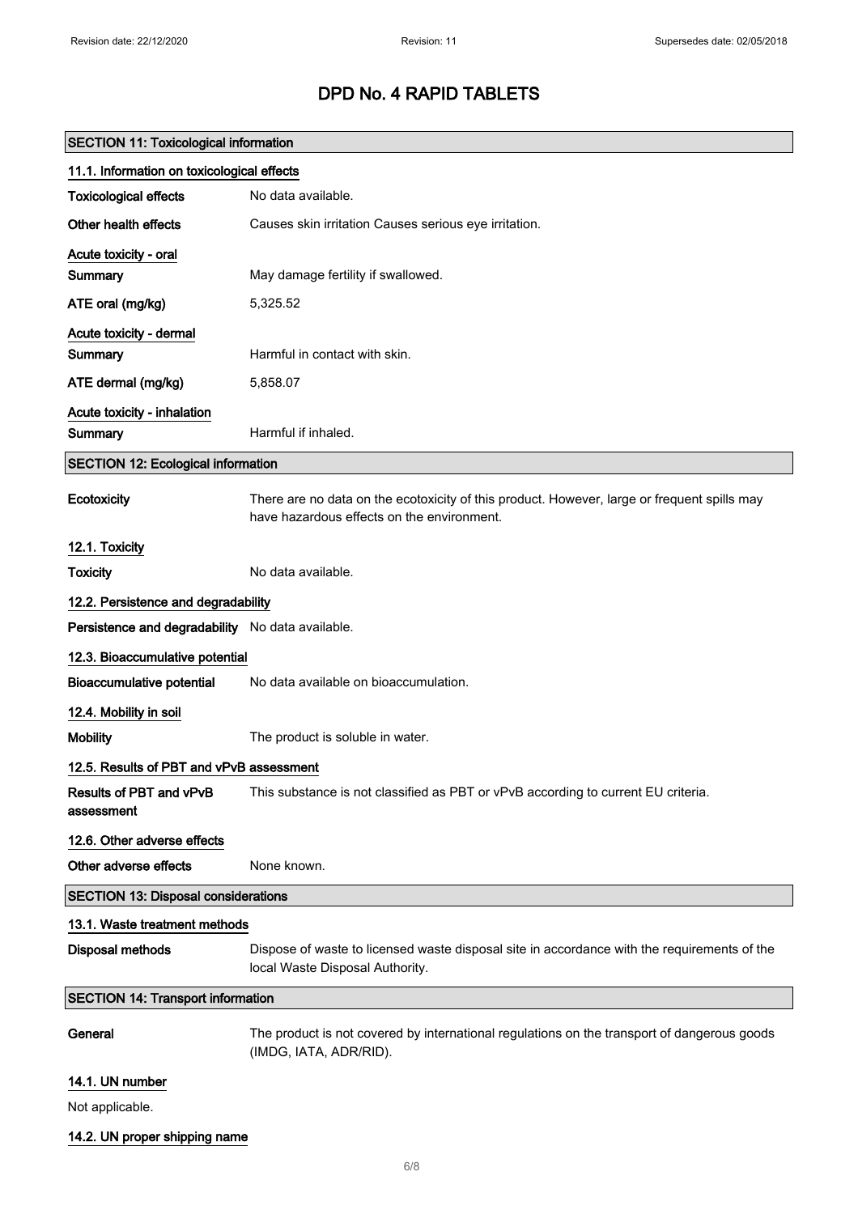# DPD No. 4 RAPID TABLETS

## SECTION 11: Toxicological information

### 11.1. Information on toxicological effects

| | |
|---|---|
| **Toxicological effects** | No data available. |
| **Other health effects** | Causes skin irritation Causes serious eye irritation. |

**Acute toxicity - oral**

| | |
|---|---|
| **Summary** | May damage fertility if swallowed. |
| **ATE oral (mg/kg)** | 5,325.52 |

**Acute toxicity - dermal**

| | |
|---|---|
| **Summary** | Harmful in contact with skin. |
| **ATE dermal (mg/kg)** | 5,858.07 |

**Acute toxicity - inhalation**

| | |
|---|---|
| **Summary** | Harmful if inhaled. |

## SECTION 12: Ecological information

| | |
|---|---|
| **Ecotoxicity** | There are no data on the ecotoxicity of this product. However, large or frequent spills may have hazardous effects on the environment. |

### 12.1. Toxicity

| | |
|---|---|
| **Toxicity** | No data available. |

### 12.2. Persistence and degradability

| | |
|---|---|
| **Persistence and degradability** | No data available. |

### 12.3. Bioaccumulative potential

| | |
|---|---|
| **Bioaccumulative potential** | No data available on bioaccumulation. |

### 12.4. Mobility in soil

| | |
|---|---|
| **Mobility** | The product is soluble in water. |

### 12.5. Results of PBT and vPvB assessment

| | |
|---|---|
| **Results of PBT and vPvB assessment** | This substance is not classified as PBT or vPvB according to current EU criteria. |

### 12.6. Other adverse effects

| | |
|---|---|
| **Other adverse effects** | None known. |

## SECTION 13: Disposal considerations

### 13.1. Waste treatment methods

| | |
|---|---|
| **Disposal methods** | Dispose of waste to licensed waste disposal site in accordance with the requirements of the local Waste Disposal Authority. |

## SECTION 14: Transport information

| | |
|---|---|
| **General** | The product is not covered by international regulations on the transport of dangerous goods (IMDG, IATA, ADR/RID). |

### 14.1. UN number

Not applicable.

### 14.2. UN proper shipping name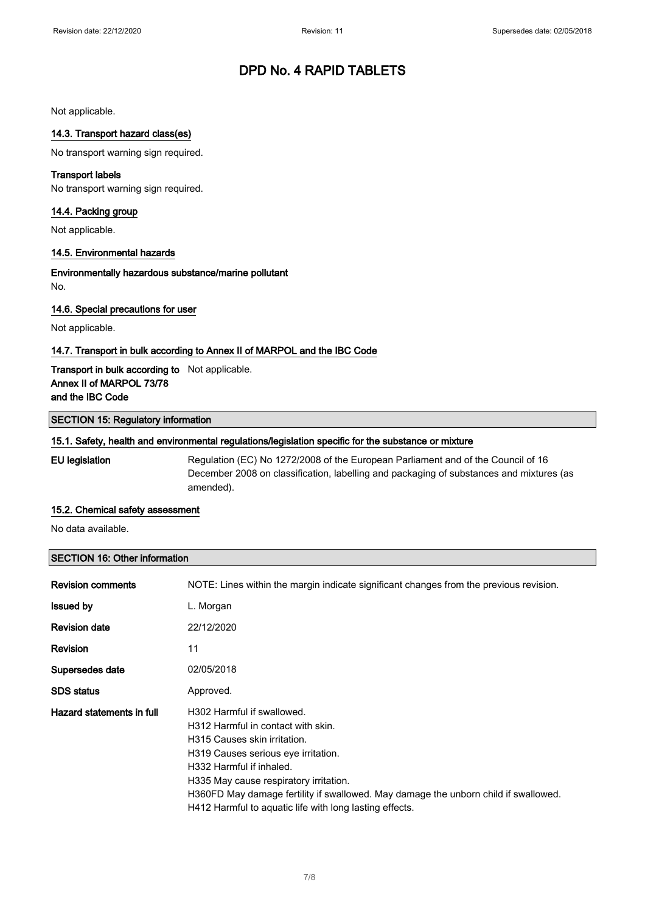# DPD No. 4 RAPID TABLETS

Not applicable.

### 14.3. Transport hazard class(es)

No transport warning sign required.

**Transport labels**

No transport warning sign required.

### 14.4. Packing group

Not applicable.

### 14.5. Environmental hazards

**Environmentally hazardous substance/marine pollutant**

No.

### 14.6. Special precautions for user

Not applicable.

### 14.7. Transport in bulk according to Annex II of MARPOL and the IBC Code

| | |
|---|---|
| **Transport in bulk according to Annex II of MARPOL 73/78 and the IBC Code** | Not applicable. |

## SECTION 15: Regulatory information

### 15.1. Safety, health and environmental regulations/legislation specific for the substance or mixture

| | |
|---|---|
| **EU legislation** | Regulation (EC) No 1272/2008 of the European Parliament and of the Council of 16 December 2008 on classification, labelling and packaging of substances and mixtures (as amended). |

### 15.2. Chemical safety assessment

No data available.

## SECTION 16: Other information

| | |
|---|---|
| **Revision comments** | NOTE: Lines within the margin indicate significant changes from the previous revision. |
| **Issued by** | L. Morgan |
| **Revision date** | 22/12/2020 |
| **Revision** | 11 |
| **Supersedes date** | 02/05/2018 |
| **SDS status** | Approved. |
| **Hazard statements in full** | H302 Harmful if swallowed.<br>H312 Harmful in contact with skin.<br>H315 Causes skin irritation.<br>H319 Causes serious eye irritation.<br>H332 Harmful if inhaled.<br>H335 May cause respiratory irritation.<br>H360FD May damage fertility if swallowed. May damage the unborn child if swallowed.<br>H412 Harmful to aquatic life with long lasting effects. |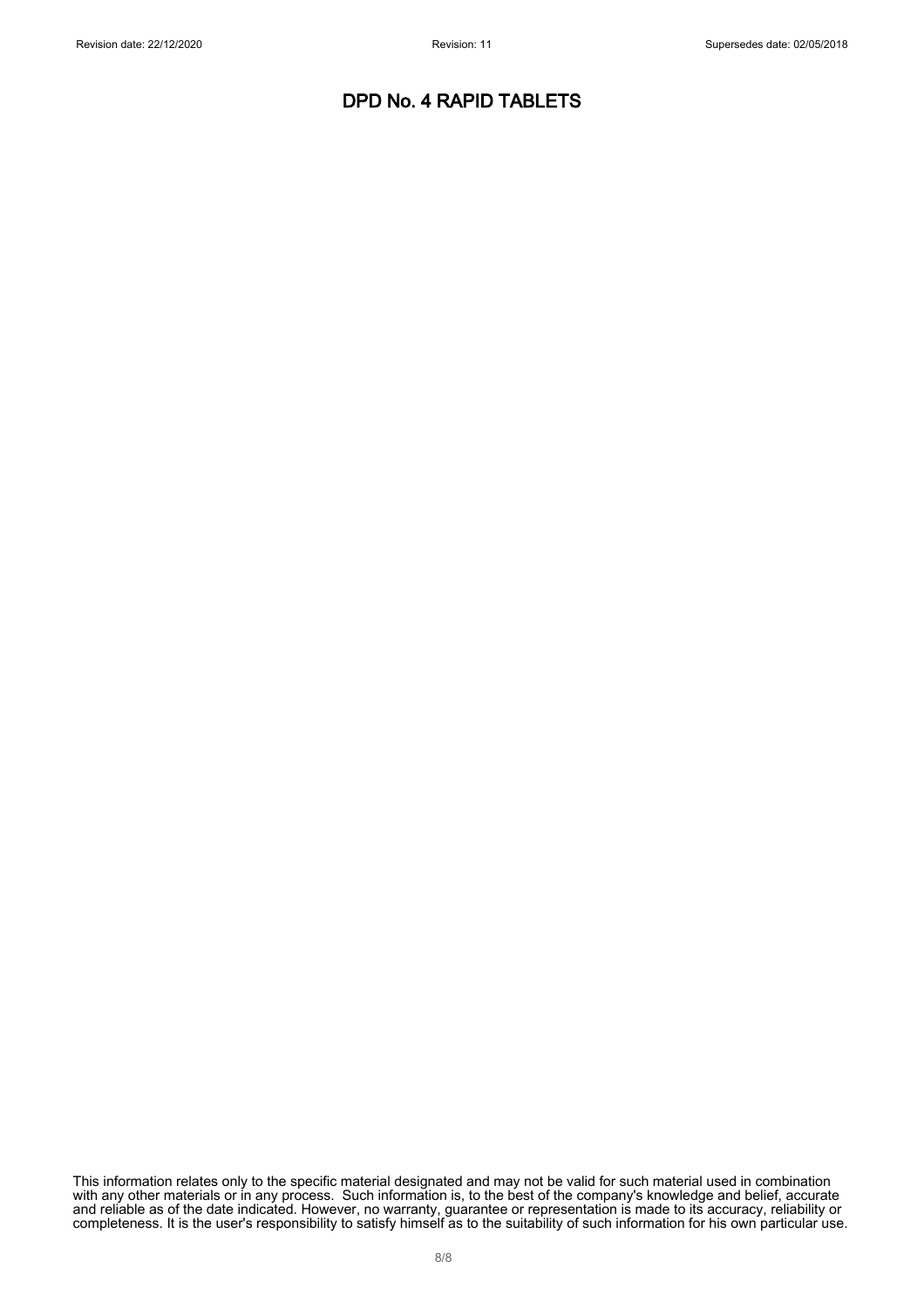This information relates only to the specific material designated and may not be valid for such material used in combination with any other materials or in any process. Such information is, to the best of the company's knowledge and belief, accurate and reliable as of the date indicated. However, no warranty, guarantee or representation is made to its accuracy, reliability or completeness. It is the user's responsibility to satisfy himself as to the suitability of such information for his own particular use.